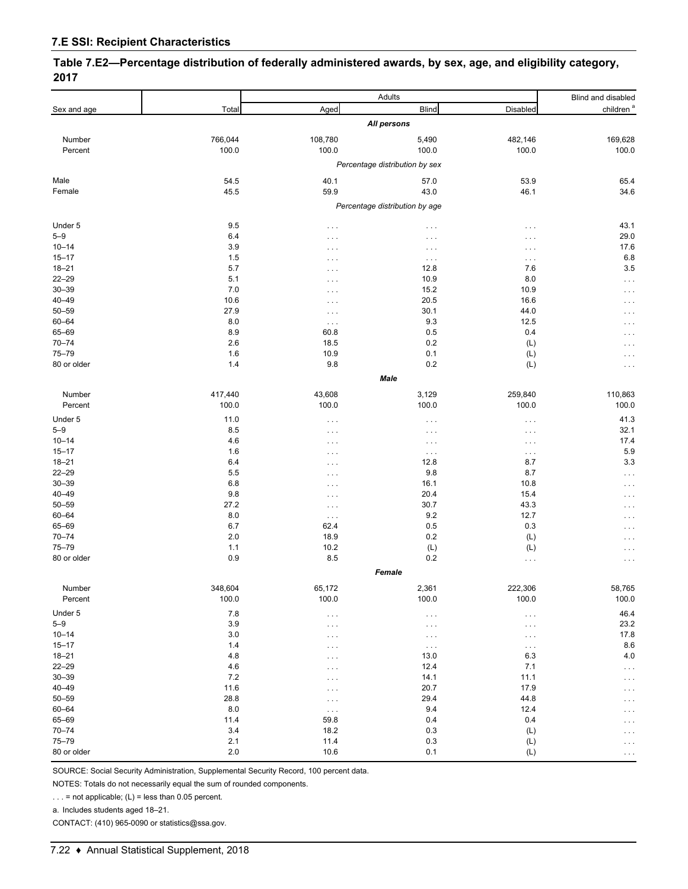## 7.E SSI: Recipient Characteristics

### Table 7.E2—Percentage distribution of federally administered awards, by sex, age, and eligibility category, 2017

| Sex and age | Total | Adults | | | Blind and disabled children[a] |
|---|---|---|---|---|---|
| | | Aged | Blind | Disabled | |
| ***All persons*** | | | | | |
| Number | 766,044 | 108,780 | 5,490 | 482,146 | 169,628 |
| Percent | 100.0 | 100.0 | 100.0 | 100.0 | 100.0 |
| *Percentage distribution by sex* | | | | | |
| Male | 54.5 | 40.1 | 57.0 | 53.9 | 65.4 |
| Female | 45.5 | 59.9 | 43.0 | 46.1 | 34.6 |
| *Percentage distribution by age* | | | | | |
| Under 5 | 9.5 | . . . | . . . | . . . | 43.1 |
| 5–9 | 6.4 | . . . | . . . | . . . | 29.0 |
| 10–14 | 3.9 | . . . | . . . | . . . | 17.6 |
| 15–17 | 1.5 | . . . | . . . | . . . | 6.8 |
| 18–21 | 5.7 | . . . | 12.8 | 7.6 | 3.5 |
| 22–29 | 5.1 | . . . | 10.9 | 8.0 | . . . |
| 30–39 | 7.0 | . . . | 15.2 | 10.9 | . . . |
| 40–49 | 10.6 | . . . | 20.5 | 16.6 | . . . |
| 50–59 | 27.9 | . . . | 30.1 | 44.0 | . . . |
| 60–64 | 8.0 | . . . | 9.3 | 12.5 | . . . |
| 65–69 | 8.9 | 60.8 | 0.5 | 0.4 | . . . |
| 70–74 | 2.6 | 18.5 | 0.2 | (L) | . . . |
| 75–79 | 1.6 | 10.9 | 0.1 | (L) | . . . |
| 80 or older | 1.4 | 9.8 | 0.2 | (L) | . . . |
| ***Male*** | | | | | |
| Number | 417,440 | 43,608 | 3,129 | 259,840 | 110,863 |
| Percent | 100.0 | 100.0 | 100.0 | 100.0 | 100.0 |
| Under 5 | 11.0 | . . . | . . . | . . . | 41.3 |
| 5–9 | 8.5 | . . . | . . . | . . . | 32.1 |
| 10–14 | 4.6 | . . . | . . . | . . . | 17.4 |
| 15–17 | 1.6 | . . . | . . . | . . . | 5.9 |
| 18–21 | 6.4 | . . . | 12.8 | 8.7 | 3.3 |
| 22–29 | 5.5 | . . . | 9.8 | 8.7 | . . . |
| 30–39 | 6.8 | . . . | 16.1 | 10.8 | . . . |
| 40–49 | 9.8 | . . . | 20.4 | 15.4 | . . . |
| 50–59 | 27.2 | . . . | 30.7 | 43.3 | . . . |
| 60–64 | 8.0 | . . . | 9.2 | 12.7 | . . . |
| 65–69 | 6.7 | 62.4 | 0.5 | 0.3 | . . . |
| 70–74 | 2.0 | 18.9 | 0.2 | (L) | . . . |
| 75–79 | 1.1 | 10.2 | (L) | (L) | . . . |
| 80 or older | 0.9 | 8.5 | 0.2 | . . . | . . . |
| ***Female*** | | | | | |
| Number | 348,604 | 65,172 | 2,361 | 222,306 | 58,765 |
| Percent | 100.0 | 100.0 | 100.0 | 100.0 | 100.0 |
| Under 5 | 7.8 | . . . | . . . | . . . | 46.4 |
| 5–9 | 3.9 | . . . | . . . | . . . | 23.2 |
| 10–14 | 3.0 | . . . | . . . | . . . | 17.8 |
| 15–17 | 1.4 | . . . | . . . | . . . | 8.6 |
| 18–21 | 4.8 | . . . | 13.0 | 6.3 | 4.0 |
| 22–29 | 4.6 | . . . | 12.4 | 7.1 | . . . |
| 30–39 | 7.2 | . . . | 14.1 | 11.1 | . . . |
| 40–49 | 11.6 | . . . | 20.7 | 17.9 | . . . |
| 50–59 | 28.8 | . . . | 29.4 | 44.8 | . . . |
| 60–64 | 8.0 | . . . | 9.4 | 12.4 | . . . |
| 65–69 | 11.4 | 59.8 | 0.4 | 0.4 | . . . |
| 70–74 | 3.4 | 18.2 | 0.3 | (L) | . . . |
| 75–79 | 2.1 | 11.4 | 0.3 | (L) | . . . |
| 80 or older | 2.0 | 10.6 | 0.1 | (L) | . . . |

SOURCE: Social Security Administration, Supplemental Security Record, 100 percent data.

NOTES: Totals do not necessarily equal the sum of rounded components.

. . . = not applicable; (L) = less than 0.05 percent.

a. Includes students aged 18–21.

CONTACT: (410) 965-0090 or statistics@ssa.gov.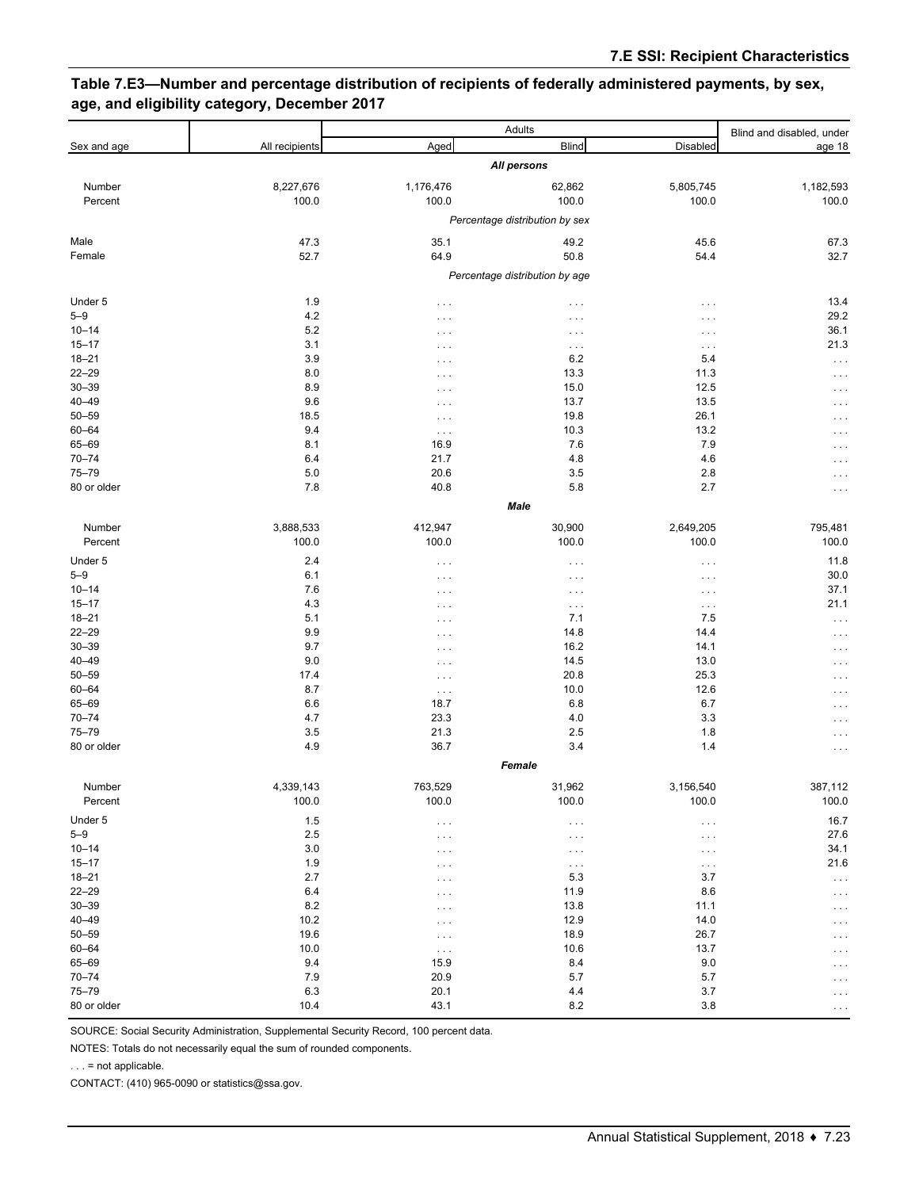## Table 7.E3—Number and percentage distribution of recipients of federally administered payments, by sex, age, and eligibility category, December 2017

| Sex and age | All recipients | Adults | | | Blind and disabled, under age 18 |
|---|---|---|---|---|---|
| | | Aged | Blind | Disabled | |
| | | | *All persons* | | |
| Number | 8,227,676 | 1,176,476 | 62,862 | 5,805,745 | 1,182,593 |
| Percent | 100.0 | 100.0 | 100.0 | 100.0 | 100.0 |
| | | | *Percentage distribution by sex* | | |
| Male | 47.3 | 35.1 | 49.2 | 45.6 | 67.3 |
| Female | 52.7 | 64.9 | 50.8 | 54.4 | 32.7 |
| | | | *Percentage distribution by age* | | |
| Under 5 | 1.9 | . . . | . . . | . . . | 13.4 |
| 5–9 | 4.2 | . . . | . . . | . . . | 29.2 |
| 10–14 | 5.2 | . . . | . . . | . . . | 36.1 |
| 15–17 | 3.1 | . . . | . . . | . . . | 21.3 |
| 18–21 | 3.9 | . . . | 6.2 | 5.4 | . . . |
| 22–29 | 8.0 | . . . | 13.3 | 11.3 | . . . |
| 30–39 | 8.9 | . . . | 15.0 | 12.5 | . . . |
| 40–49 | 9.6 | . . . | 13.7 | 13.5 | . . . |
| 50–59 | 18.5 | . . . | 19.8 | 26.1 | . . . |
| 60–64 | 9.4 | . . . | 10.3 | 13.2 | . . . |
| 65–69 | 8.1 | 16.9 | 7.6 | 7.9 | . . . |
| 70–74 | 6.4 | 21.7 | 4.8 | 4.6 | . . . |
| 75–79 | 5.0 | 20.6 | 3.5 | 2.8 | . . . |
| 80 or older | 7.8 | 40.8 | 5.8 | 2.7 | . . . |
| | | | *Male* | | |
| Number | 3,888,533 | 412,947 | 30,900 | 2,649,205 | 795,481 |
| Percent | 100.0 | 100.0 | 100.0 | 100.0 | 100.0 |
| Under 5 | 2.4 | . . . | . . . | . . . | 11.8 |
| 5–9 | 6.1 | . . . | . . . | . . . | 30.0 |
| 10–14 | 7.6 | . . . | . . . | . . . | 37.1 |
| 15–17 | 4.3 | . . . | . . . | . . . | 21.1 |
| 18–21 | 5.1 | . . . | 7.1 | 7.5 | . . . |
| 22–29 | 9.9 | . . . | 14.8 | 14.4 | . . . |
| 30–39 | 9.7 | . . . | 16.2 | 14.1 | . . . |
| 40–49 | 9.0 | . . . | 14.5 | 13.0 | . . . |
| 50–59 | 17.4 | . . . | 20.8 | 25.3 | . . . |
| 60–64 | 8.7 | . . . | 10.0 | 12.6 | . . . |
| 65–69 | 6.6 | 18.7 | 6.8 | 6.7 | . . . |
| 70–74 | 4.7 | 23.3 | 4.0 | 3.3 | . . . |
| 75–79 | 3.5 | 21.3 | 2.5 | 1.8 | . . . |
| 80 or older | 4.9 | 36.7 | 3.4 | 1.4 | . . . |
| | | | *Female* | | |
| Number | 4,339,143 | 763,529 | 31,962 | 3,156,540 | 387,112 |
| Percent | 100.0 | 100.0 | 100.0 | 100.0 | 100.0 |
| Under 5 | 1.5 | . . . | . . . | . . . | 16.7 |
| 5–9 | 2.5 | . . . | . . . | . . . | 27.6 |
| 10–14 | 3.0 | . . . | . . . | . . . | 34.1 |
| 15–17 | 1.9 | . . . | . . . | . . . | 21.6 |
| 18–21 | 2.7 | . . . | 5.3 | 3.7 | . . . |
| 22–29 | 6.4 | . . . | 11.9 | 8.6 | . . . |
| 30–39 | 8.2 | . . . | 13.8 | 11.1 | . . . |
| 40–49 | 10.2 | . . . | 12.9 | 14.0 | . . . |
| 50–59 | 19.6 | . . . | 18.9 | 26.7 | . . . |
| 60–64 | 10.0 | . . . | 10.6 | 13.7 | . . . |
| 65–69 | 9.4 | 15.9 | 8.4 | 9.0 | . . . |
| 70–74 | 7.9 | 20.9 | 5.7 | 5.7 | . . . |
| 75–79 | 6.3 | 20.1 | 4.4 | 3.7 | . . . |
| 80 or older | 10.4 | 43.1 | 8.2 | 3.8 | . . . |

SOURCE: Social Security Administration, Supplemental Security Record, 100 percent data.

NOTES: Totals do not necessarily equal the sum of rounded components.

. . . = not applicable.

CONTACT: (410) 965-0090 or statistics@ssa.gov.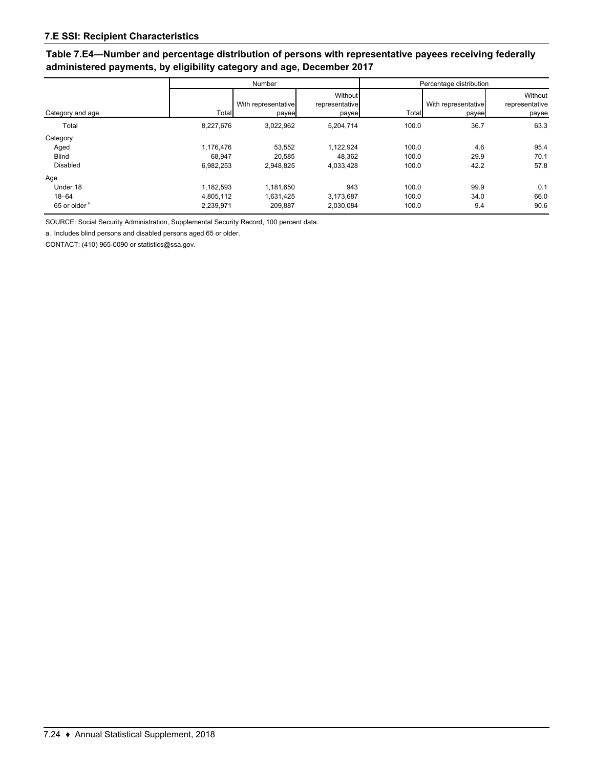## 7.E SSI: Recipient Characteristics

### Table 7.E4—Number and percentage distribution of persons with representative payees receiving federally administered payments, by eligibility category and age, December 2017

| Category and age | Number | | | Percentage distribution | | |
|---|---|---|---|---|---|---|
| | Total | With representative payee | Without representative payee | Total | With representative payee | Without representative payee |
| Total | 8,227,676 | 3,022,962 | 5,204,714 | 100.0 | 36.7 | 63.3 |
| Category | | | | | | |
| Aged | 1,176,476 | 53,552 | 1,122,924 | 100.0 | 4.6 | 95.4 |
| Blind | 68,947 | 20,585 | 48,362 | 100.0 | 29.9 | 70.1 |
| Disabled | 6,982,253 | 2,948,825 | 4,033,428 | 100.0 | 42.2 | 57.8 |
| Age | | | | | | |
| Under 18 | 1,182,593 | 1,181,650 | 943 | 100.0 | 99.9 | 0.1 |
| 18–64 | 4,805,112 | 1,631,425 | 3,173,687 | 100.0 | 34.0 | 66.0 |
| 65 or older [a] | 2,239,971 | 209,887 | 2,030,084 | 100.0 | 9.4 | 90.6 |

SOURCE: Social Security Administration, Supplemental Security Record, 100 percent data.

a. Includes blind persons and disabled persons aged 65 or older.

CONTACT: (410) 965-0090 or statistics@ssa.gov.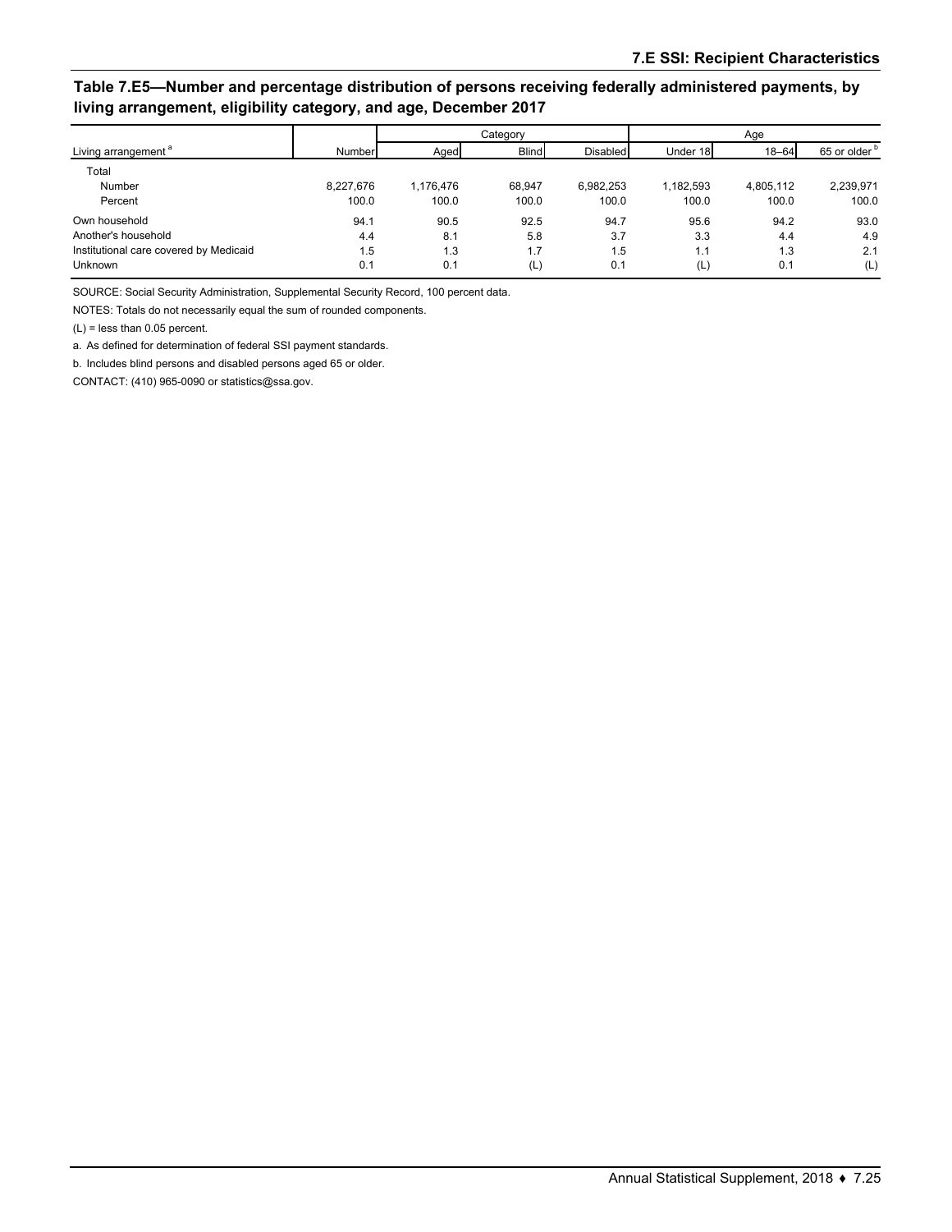## Table 7.E5—Number and percentage distribution of persons receiving federally administered payments, by living arrangement, eligibility category, and age, December 2017

| Living arrangement [a] | Number | Category | | | Age | | |
|---|---|---|---|---|---|---|---|
| | | Aged | Blind | Disabled | Under 18 | 18–64 | 65 or older [b] |
| Total | | | | | | | |
| Number | 8,227,676 | 1,176,476 | 68,947 | 6,982,253 | 1,182,593 | 4,805,112 | 2,239,971 |
| Percent | 100.0 | 100.0 | 100.0 | 100.0 | 100.0 | 100.0 | 100.0 |
| Own household | 94.1 | 90.5 | 92.5 | 94.7 | 95.6 | 94.2 | 93.0 |
| Another's household | 4.4 | 8.1 | 5.8 | 3.7 | 3.3 | 4.4 | 4.9 |
| Institutional care covered by Medicaid | 1.5 | 1.3 | 1.7 | 1.5 | 1.1 | 1.3 | 2.1 |
| Unknown | 0.1 | 0.1 | (L) | 0.1 | (L) | 0.1 | (L) |

SOURCE: Social Security Administration, Supplemental Security Record, 100 percent data.

NOTES: Totals do not necessarily equal the sum of rounded components.

(L) = less than 0.05 percent.

a. As defined for determination of federal SSI payment standards.

b. Includes blind persons and disabled persons aged 65 or older.

CONTACT: (410) 965-0090 or statistics@ssa.gov.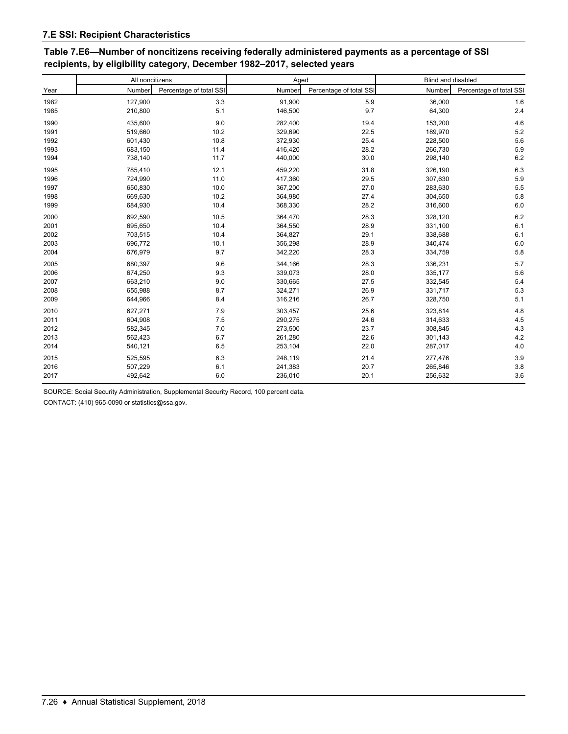## 7.E SSI: Recipient Characteristics

### Table 7.E6—Number of noncitizens receiving federally administered payments as a percentage of SSI recipients, by eligibility category, December 1982–2017, selected years

| Year | All noncitizens | | Aged | | Blind and disabled | |
|---|---|---|---|---|---|---|
| | Number | Percentage of total SSI | Number | Percentage of total SSI | Number | Percentage of total SSI |
| 1982 | 127,900 | 3.3 | 91,900 | 5.9 | 36,000 | 1.6 |
| 1985 | 210,800 | 5.1 | 146,500 | 9.7 | 64,300 | 2.4 |
| 1990 | 435,600 | 9.0 | 282,400 | 19.4 | 153,200 | 4.6 |
| 1991 | 519,660 | 10.2 | 329,690 | 22.5 | 189,970 | 5.2 |
| 1992 | 601,430 | 10.8 | 372,930 | 25.4 | 228,500 | 5.6 |
| 1993 | 683,150 | 11.4 | 416,420 | 28.2 | 266,730 | 5.9 |
| 1994 | 738,140 | 11.7 | 440,000 | 30.0 | 298,140 | 6.2 |
| 1995 | 785,410 | 12.1 | 459,220 | 31.8 | 326,190 | 6.3 |
| 1996 | 724,990 | 11.0 | 417,360 | 29.5 | 307,630 | 5.9 |
| 1997 | 650,830 | 10.0 | 367,200 | 27.0 | 283,630 | 5.5 |
| 1998 | 669,630 | 10.2 | 364,980 | 27.4 | 304,650 | 5.8 |
| 1999 | 684,930 | 10.4 | 368,330 | 28.2 | 316,600 | 6.0 |
| 2000 | 692,590 | 10.5 | 364,470 | 28.3 | 328,120 | 6.2 |
| 2001 | 695,650 | 10.4 | 364,550 | 28.9 | 331,100 | 6.1 |
| 2002 | 703,515 | 10.4 | 364,827 | 29.1 | 338,688 | 6.1 |
| 2003 | 696,772 | 10.1 | 356,298 | 28.9 | 340,474 | 6.0 |
| 2004 | 676,979 | 9.7 | 342,220 | 28.3 | 334,759 | 5.8 |
| 2005 | 680,397 | 9.6 | 344,166 | 28.3 | 336,231 | 5.7 |
| 2006 | 674,250 | 9.3 | 339,073 | 28.0 | 335,177 | 5.6 |
| 2007 | 663,210 | 9.0 | 330,665 | 27.5 | 332,545 | 5.4 |
| 2008 | 655,988 | 8.7 | 324,271 | 26.9 | 331,717 | 5.3 |
| 2009 | 644,966 | 8.4 | 316,216 | 26.7 | 328,750 | 5.1 |
| 2010 | 627,271 | 7.9 | 303,457 | 25.6 | 323,814 | 4.8 |
| 2011 | 604,908 | 7.5 | 290,275 | 24.6 | 314,633 | 4.5 |
| 2012 | 582,345 | 7.0 | 273,500 | 23.7 | 308,845 | 4.3 |
| 2013 | 562,423 | 6.7 | 261,280 | 22.6 | 301,143 | 4.2 |
| 2014 | 540,121 | 6.5 | 253,104 | 22.0 | 287,017 | 4.0 |
| 2015 | 525,595 | 6.3 | 248,119 | 21.4 | 277,476 | 3.9 |
| 2016 | 507,229 | 6.1 | 241,383 | 20.7 | 265,846 | 3.8 |
| 2017 | 492,642 | 6.0 | 236,010 | 20.1 | 256,632 | 3.6 |

SOURCE: Social Security Administration, Supplemental Security Record, 100 percent data.

CONTACT: (410) 965-0090 or statistics@ssa.gov.